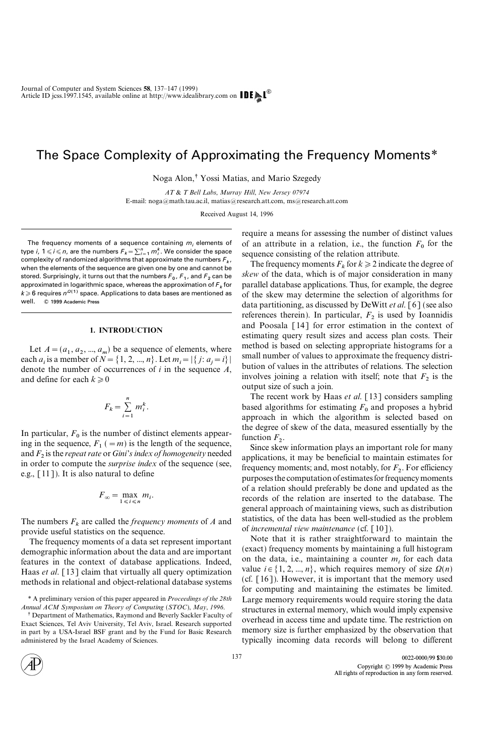# The Space Complexity of Approximating the Frequency Moments*

Noga Alon,[†] Yossi Matias, and Mario Szegedy

*AT & T Bell Labs, Murray Hill, New Jersey 07974*
E-mail: noga@math.tau.ac.il, matias@research.att.com, ms@research.att.com

Received August 14, 1996

The frequency moments of a sequence containing $m_i$ elements of type $i$, $1 \leqslant i \leqslant n$, are the numbers $F_k = \sum_{i=1}^{n} m_i^k$. We consider the space complexity of randomized algorithms that approximate the numbers $F_k$, when the elements of the sequence are given one by one and cannot be stored. Surprisingly, it turns out that the numbers $F_0$, $F_1$, and $F_2$ can be approximated in logarithmic space, whereas the approximation of $F_k$ for $k \geqslant 6$ requires $n^{\Omega(1)}$ space. Applications to data bases are mentioned as well. © 1999 Academic Press

## 1. INTRODUCTION

Let $A = (a_1, a_2, ..., a_m)$ be a sequence of elements, where each $a_i$ is a member of $N = \{1, 2, ..., n\}$. Let $m_i = |\{j: a_j = i\}|$ denote the number of occurrences of $i$ in the sequence $A$, and define for each $k \geqslant 0$

$$F_k = \sum_{i=1}^{n} m_i^k.$$

In particular, $F_0$ is the number of distinct elements appearing in the sequence, $F_1$ ($= m$) is the length of the sequence, and $F_2$ is the *repeat rate* or *Gini's index of homogeneity* needed in order to compute the *surprise index* of the sequence (see, e.g., [11]). It is also natural to define

$$F_\infty = \max_{1 \leqslant i \leqslant n} m_i.$$

The numbers $F_k$ are called the *frequency moments* of $A$ and provide useful statistics on the sequence.

The frequency moments of a data set represent important demographic information about the data and are important features in the context of database applications. Indeed, Haas *et al.* [13] claim that virtually all query optimization methods in relational and object-relational database systems require a means for assessing the number of distinct values of an attribute in a relation, i.e., the function $F_0$ for the sequence consisting of the relation attribute.

The frequency moments $F_k$ for $k \geqslant 2$ indicate the degree of *skew* of the data, which is of major consideration in many parallel database applications. Thus, for example, the degree of the skew may determine the selection of algorithms for data partitioning, as discussed by DeWitt *et al.* [6] (see also references therein). In particular, $F_2$ is used by Ioannidis and Poosala [14] for error estimation in the context of estimating query result sizes and access plan costs. Their method is based on selecting appropriate histograms for a small number of values to approximate the frequency distribution of values in the attributes of relations. The selection involves joining a relation with itself; note that $F_2$ is the output size of such a join.

The recent work by Haas *et al.* [13] considers sampling based algorithms for estimating $F_0$ and proposes a hybrid approach in which the algorithm is selected based on the degree of skew of the data, measured essentially by the function $F_2$.

Since skew information plays an important role for many applications, it may be beneficial to maintain estimates for frequency moments; and, most notably, for $F_2$. For efficiency purposes the computation of estimates for frequency moments of a relation should preferably be done and updated as the records of the relation are inserted to the database. The general approach of maintaining views, such as distribution statistics, of the data has been well-studied as the problem of *incremental view maintenance* (cf. [10]).

Note that it is rather straightforward to maintain the (exact) frequency moments by maintaining a full histogram on the data, i.e., maintaining a counter $m_i$ for each data value $i \in \{1, 2, ..., n\}$, which requires memory of size $\Omega(n)$ (cf. [16]). However, it is important that the memory used for computing and maintaining the estimates be limited. Large memory requirements would require storing the data structures in external memory, which would imply expensive overhead in access time and update time. The restriction on memory size is further emphasized by the observation that typically incoming data records will belong to different

\* A preliminary version of this paper appeared in *Proceedings of the 28th Annual ACM Symposium on Theory of Computing* (*STOC*), *May*, *1996*.

† Department of Mathematics, Raymond and Beverly Sackler Faculty of Exact Sciences, Tel Aviv University, Tel Aviv, Israel. Research supported in part by a USA-Israel BSF grant and by the Fund for Basic Research administered by the Israel Academy of Sciences.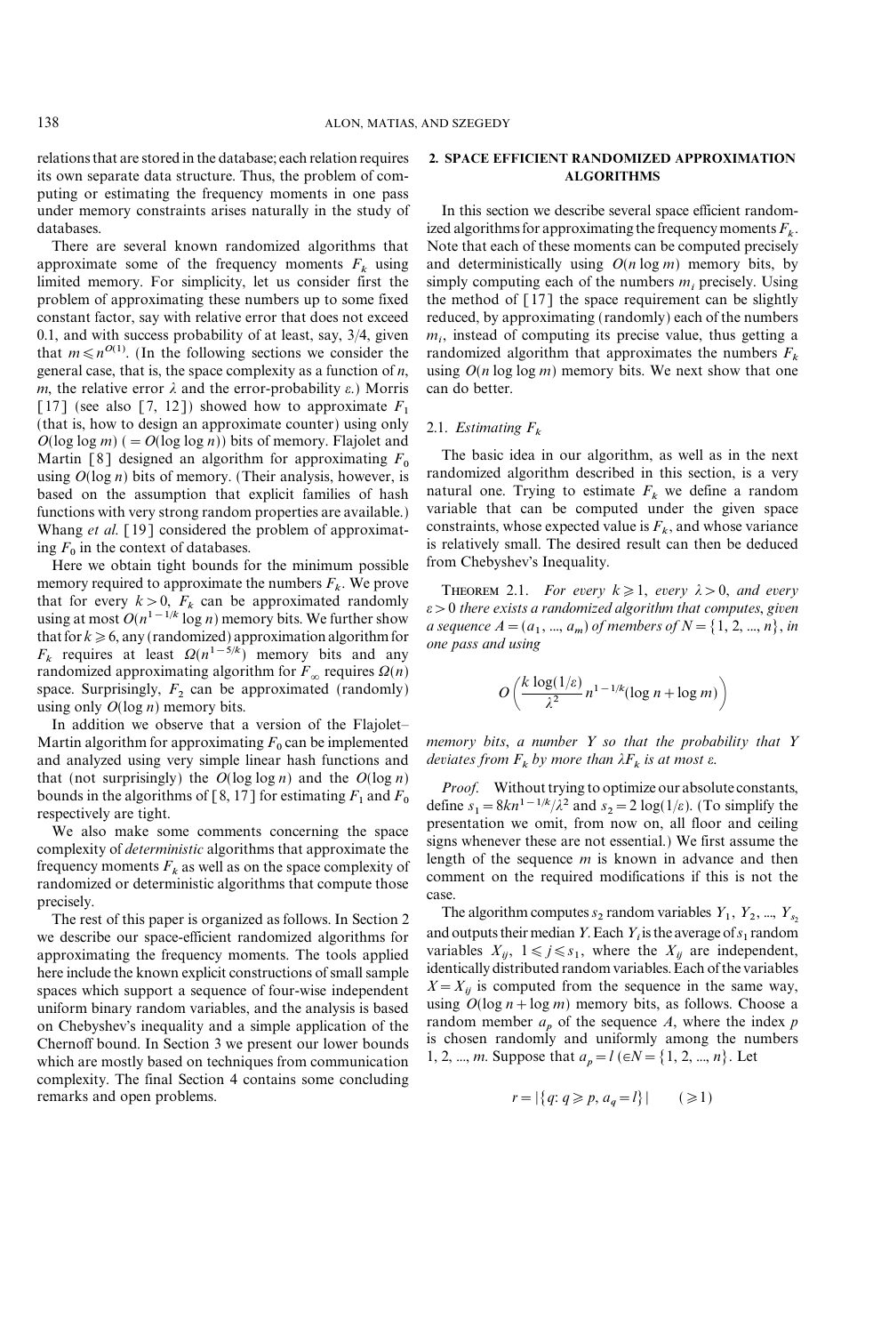relations that are stored in the database; each relation requires its own separate data structure. Thus, the problem of computing or estimating the frequency moments in one pass under memory constraints arises naturally in the study of databases.

There are several known randomized algorithms that approximate some of the frequency moments $F_k$ using limited memory. For simplicity, let us consider first the problem of approximating these numbers up to some fixed constant factor, say with relative error that does not exceed 0.1, and with success probability of at least, say, 3/4, given that $m \leqslant n^{O(1)}$. (In the following sections we consider the general case, that is, the space complexity as a function of $n$, $m$, the relative error $\lambda$ and the error-probability $\varepsilon$.) Morris [17] (see also [7, 12]) showed how to approximate $F_1$ (that is, how to design an approximate counter) using only $O(\log \log m)$ ($= O(\log \log n)$) bits of memory. Flajolet and Martin [8] designed an algorithm for approximating $F_0$ using $O(\log n)$ bits of memory. (Their analysis, however, is based on the assumption that explicit families of hash functions with very strong random properties are available.) Whang *et al.* [19] considered the problem of approximating $F_0$ in the context of databases.

Here we obtain tight bounds for the minimum possible memory required to approximate the numbers $F_k$. We prove that for every $k > 0$, $F_k$ can be approximated randomly using at most $O(n^{1-1/k} \log n)$ memory bits. We further show that for $k \geqslant 6$, any (randomized) approximation algorithm for $F_k$ requires at least $\Omega(n^{1-5/k})$ memory bits and any randomized approximating algorithm for $F_\infty$ requires $\Omega(n)$ space. Surprisingly, $F_2$ can be approximated (randomly) using only $O(\log n)$ memory bits.

In addition we observe that a version of the Flajolet–Martin algorithm for approximating $F_0$ can be implemented and analyzed using very simple linear hash functions and that (not surprisingly) the $O(\log \log n)$ and the $O(\log n)$ bounds in the algorithms of [8, 17] for estimating $F_1$ and $F_0$ respectively are tight.

We also make some comments concerning the space complexity of *deterministic* algorithms that approximate the frequency moments $F_k$ as well as on the space complexity of randomized or deterministic algorithms that compute those precisely.

The rest of this paper is organized as follows. In Section 2 we describe our space-efficient randomized algorithms for approximating the frequency moments. The tools applied here include the known explicit constructions of small sample spaces which support a sequence of four-wise independent uniform binary random variables, and the analysis is based on Chebyshev's inequality and a simple application of the Chernoff bound. In Section 3 we present our lower bounds which are mostly based on techniques from communication complexity. The final Section 4 contains some concluding remarks and open problems.

## 2. SPACE EFFICIENT RANDOMIZED APPROXIMATION ALGORITHMS

In this section we describe several space efficient randomized algorithms for approximating the frequency moments $F_k$. Note that each of these moments can be computed precisely and deterministically using $O(n \log m)$ memory bits, by simply computing each of the numbers $m_i$ precisely. Using the method of [17] the space requirement can be slightly reduced, by approximating (randomly) each of the numbers $m_i$, instead of computing its precise value, thus getting a randomized algorithm that approximates the numbers $F_k$ using $O(n \log \log m)$ memory bits. We next show that one can do better.

### 2.1. *Estimating* $F_k$

The basic idea in our algorithm, as well as in the next randomized algorithm described in this section, is a very natural one. Trying to estimate $F_k$ we define a random variable that can be computed under the given space constraints, whose expected value is $F_k$, and whose variance is relatively small. The desired result can then be deduced from Chebyshev's Inequality.

THEOREM 2.1. *For every $k \geqslant 1$, every $\lambda > 0$, and every $\varepsilon > 0$ there exists a randomized algorithm that computes, given a sequence $A = (a_1, ..., a_m)$ of members of $N = \{1, 2, ..., n\}$, in one pass and using*

$$O\left(\frac{k \log(1/\varepsilon)}{\lambda^2} n^{1-1/k} (\log n + \log m)\right)$$

*memory bits, a number $Y$ so that the probability that $Y$ deviates from $F_k$ by more than $\lambda F_k$ is at most $\varepsilon$.*

*Proof.* Without trying to optimize our absolute constants, define $s_1 = 8kn^{1-1/k}/\lambda^2$ and $s_2 = 2 \log(1/\varepsilon)$. (To simplify the presentation we omit, from now on, all floor and ceiling signs whenever these are not essential.) We first assume the length of the sequence $m$ is known in advance and then comment on the required modifications if this is not the case.

The algorithm computes $s_2$ random variables $Y_1, Y_2, ..., Y_{s_2}$ and outputs their median $Y$. Each $Y_i$ is the average of $s_1$ random variables $X_{ij}$, $1 \leqslant j \leqslant s_1$, where the $X_{ij}$ are independent, identically distributed random variables. Each of the variables $X = X_{ij}$ is computed from the sequence in the same way, using $O(\log n + \log m)$ memory bits, as follows. Choose a random member $a_p$ of the sequence $A$, where the index $p$ is chosen randomly and uniformly among the numbers $1, 2, ..., m$. Suppose that $a_p = l$ ($\in N = \{1, 2, ..., n\}$). Let

$$r = |\{q : q \geqslant p, a_q = l\}| \qquad (\geqslant 1)$$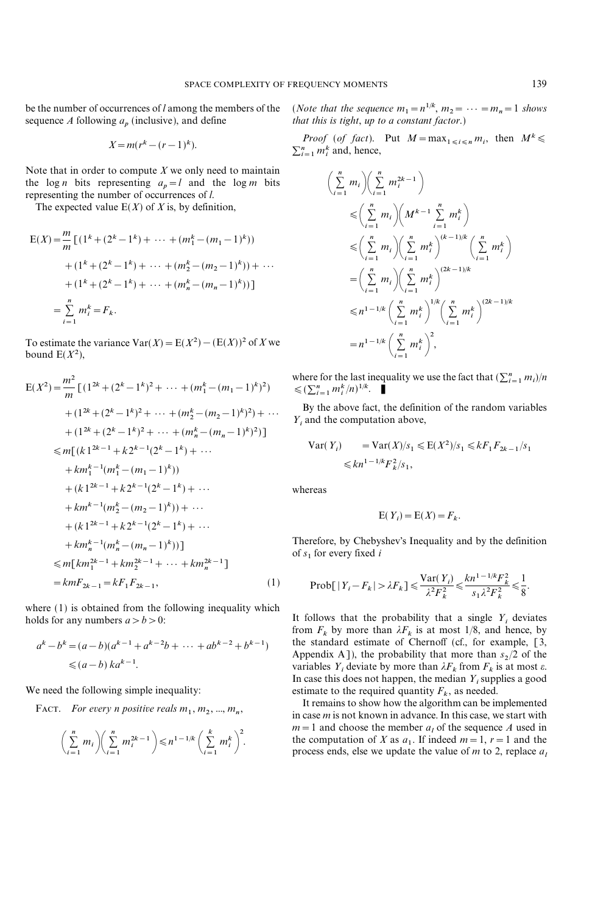be the number of occurrences of $l$ among the members of the sequence $A$ following $a_p$ (inclusive), and define

$$X = m(r^k - (r-1)^k).$$

Note that in order to compute $X$ we only need to maintain the $\log n$ bits representing $a_p = l$ and the $\log m$ bits representing the number of occurrences of $l$.

The expected value $\mathrm{E}(X)$ of $X$ is, by definition,

$$\begin{aligned}
\mathrm{E}(X) = \frac{m}{m} \, [ & (1^k + (2^k - 1^k) + \cdots + (m_1^k - (m_1 - 1)^k)) \\
& + (1^k + (2^k - 1^k) + \cdots + (m_2^k - (m_2 - 1)^k)) + \cdots \\
& + (1^k + (2^k - 1^k) + \cdots + (m_n^k - (m_n - 1)^k))] \\
= \sum_{i=1}^{n} & m_i^k = F_k.
\end{aligned}$$

To estimate the variance $\mathrm{Var}(X) = \mathrm{E}(X^2) - (\mathrm{E}(X))^2$ of $X$ we bound $\mathrm{E}(X^2)$,

$$\begin{aligned}
\mathrm{E}(X^2) = \frac{m^2}{m} \, [ & (1^{2k} + (2^k - 1^k)^2 + \cdots + (m_1^k - (m_1 - 1)^k)^2) \\
& + (1^{2k} + (2^k - 1^k)^2 + \cdots + (m_2^k - (m_2 - 1)^k)^2) + \cdots \\
& + (1^{2k} + (2^k - 1^k)^2 + \cdots + (m_n^k - (m_n - 1)^k)^2)] \\
\leqslant m[ & (k 1^{2k-1} + k 2^{k-1}(2^k - 1^k) + \cdots \\
& + k m_1^{k-1}(m_1^k - (m_1 - 1)^k)) \\
& + (k 1^{2k-1} + k 2^{k-1}(2^k - 1^k) + \cdots \\
& + k m_2^{k-1}(m_2^k - (m_2 - 1)^k)) + \cdots \\
& + (k 1^{2k-1} + k 2^{k-1}(2^k - 1^k) + \cdots \\
& + k m_n^{k-1}(m_n^k - (m_n - 1)^k))] \\
\leqslant m[ & k m_1^{2k-1} + k m_2^{2k-1} + \cdots + k m_n^{2k-1}] \\
= k m & F_{2k-1} = k F_1 F_{2k-1}, \qquad (1)
\end{aligned}$$

where (1) is obtained from the following inequality which holds for any numbers $a > b > 0$:

$$\begin{aligned}
a^k - b^k &= (a - b)(a^{k-1} + a^{k-2} b + \cdots + a b^{k-2} + b^{k-1}) \\
&\leqslant (a - b) \, k a^{k-1}.
\end{aligned}$$

We need the following simple inequality:

FACT. *For every $n$ positive reals $m_1, m_2, ..., m_n$,*

$$\left( \sum_{i=1}^{n} m_i \right) \left( \sum_{i=1}^{n} m_i^{2k-1} \right) \leqslant n^{1 - 1/k} \left( \sum_{i=1}^{k} m_i^k \right)^2.$$

(*Note that the sequence $m_1 = n^{1/k}$, $m_2 = \cdots = m_n = 1$ shows that this is tight, up to a constant factor.*)

*Proof* (*of fact*). Put $M = \max_{1 \leqslant i \leqslant n} m_i$, then $M^k \leqslant \sum_{i=1}^{n} m_i^k$ and, hence,

$$\begin{aligned}
& \left( \sum_{i=1}^{n} m_i \right) \left( \sum_{i=1}^{n} m_i^{2k-1} \right) \\
& \leqslant \left( \sum_{i=1}^{n} m_i \right) \left( M^{k-1} \sum_{i=1}^{n} m_i^k \right) \\
& \leqslant \left( \sum_{i=1}^{n} m_i \right) \left( \sum_{i=1}^{n} m_i^k \right)^{(k-1)/k} \left( \sum_{i=1}^{n} m_i^k \right) \\
& = \left( \sum_{i=1}^{n} m_i \right) \left( \sum_{i=1}^{n} m_i^k \right)^{(2k-1)/k} \\
& \leqslant n^{1 - 1/k} \left( \sum_{i=1}^{n} m_i^k \right)^{1/k} \left( \sum_{i=1}^{n} m_i^k \right)^{(2k-1)/k} \\
& = n^{1 - 1/k} \left( \sum_{i=1}^{n} m_i^k \right)^2,
\end{aligned}$$

where for the last inequality we use the fact that $(\sum_{i=1}^{n} m_i)/n \leqslant (\sum_{i=1}^{n} m_i^k / n)^{1/k}$. ∎

By the above fact, the definition of the random variables $Y_i$ and the computation above,

$$\begin{aligned}
\mathrm{Var}(Y_i) &= \mathrm{Var}(X)/s_1 \leqslant \mathrm{E}(X^2)/s_1 \leqslant k F_1 F_{2k-1}/s_1 \\
&\leqslant k n^{1 - 1/k} F_k^2 / s_1,
\end{aligned}$$

whereas

$$\mathrm{E}(Y_i) = \mathrm{E}(X) = F_k.$$

Therefore, by Chebyshev's Inequality and by the definition of $s_1$ for every fixed $i$

$$\mathrm{Prob}[\,|Y_i - F_k| > \lambda F_k] \leqslant \frac{\mathrm{Var}(Y_i)}{\lambda^2 F_k^2} \leqslant \frac{k n^{1 - 1/k} F_k^2}{s_1 \lambda^2 F_k^2} \leqslant \frac{1}{8}.$$

It follows that the probability that a single $Y_i$ deviates from $F_k$ by more than $\lambda F_k$ is at most 1/8, and hence, by the standard estimate of Chernoff (cf., for example, [3, Appendix A]), the probability that more than $s_2/2$ of the variables $Y_i$ deviate by more than $\lambda F_k$ from $F_k$ is at most $\varepsilon$. In case this does not happen, the median $Y_i$ supplies a good estimate to the required quantity $F_k$, as needed.

It remains to show how the algorithm can be implemented in case $m$ is not known in advance. In this case, we start with $m = 1$ and choose the member $a_l$ of the sequence $A$ used in the computation of $X$ as $a_1$. If indeed $m = 1$, $r = 1$ and the process ends, else we update the value of $m$ to 2, replace $a_l$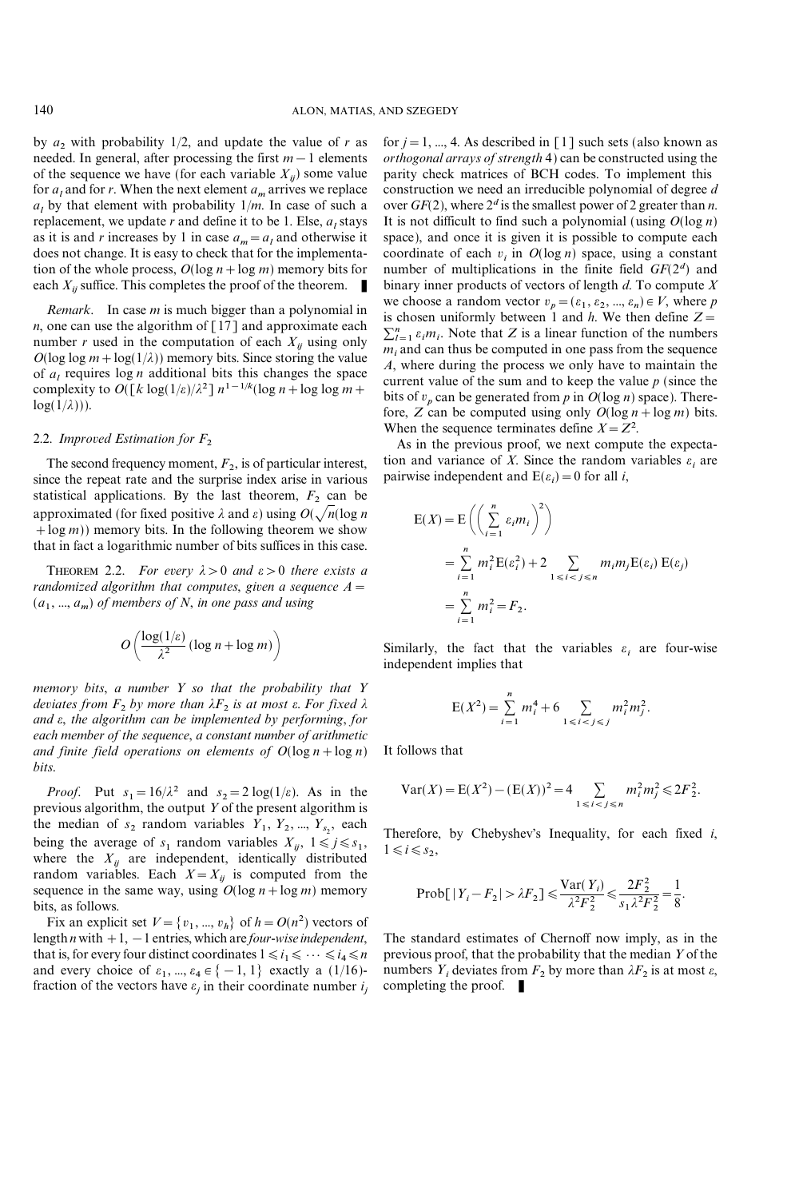by $a_2$ with probability 1/2, and update the value of $r$ as needed. In general, after processing the first $m-1$ elements of the sequence we have (for each variable $X_{ij}$) some value for $a_l$ and for $r$. When the next element $a_m$ arrives we replace $a_l$ by that element with probability $1/m$. In case of such a replacement, we update $r$ and define it to be 1. Else, $a_l$ stays as it is and $r$ increases by 1 in case $a_m = a_l$ and otherwise it does not change. It is easy to check that for the implementation of the whole process, $O(\log n + \log m)$ memory bits for each $X_{ij}$ suffice. This completes the proof of the theorem. ∎

*Remark*. In case $m$ is much bigger than a polynomial in $n$, one can use the algorithm of [17] and approximate each number $r$ used in the computation of each $X_{ij}$ using only $O(\log \log m + \log(1/\lambda))$ memory bits. Since storing the value of $a_l$ requires $\log n$ additional bits this changes the space complexity to $O([k \log(1/\varepsilon)/\lambda^2]\, n^{1-1/k}(\log n + \log \log m + \log(1/\lambda)))$.

### 2.2. *Improved Estimation for* $F_2$

The second frequency moment, $F_2$, is of particular interest, since the repeat rate and the surprise index arise in various statistical applications. By the last theorem, $F_2$ can be approximated (for fixed positive $\lambda$ and $\varepsilon$) using $O(\sqrt{n}(\log n + \log m))$ memory bits. In the following theorem we show that in fact a logarithmic number of bits suffices in this case.

THEOREM 2.2. *For every $\lambda > 0$ and $\varepsilon > 0$ there exists a randomized algorithm that computes, given a sequence $A = (a_1, ..., a_m)$ of members of $N$, in one pass and using*

$$O\left(\frac{\log(1/\varepsilon)}{\lambda^2}(\log n + \log m)\right)$$

*memory bits, a number $Y$ so that the probability that $Y$ deviates from $F_2$ by more than $\lambda F_2$ is at most $\varepsilon$. For fixed $\lambda$ and $\varepsilon$, the algorithm can be implemented by performing, for each member of the sequence, a constant number of arithmetic and finite field operations on elements of $O(\log n + \log m)$ bits.*

*Proof*. Put $s_1 = 16/\lambda^2$ and $s_2 = 2\log(1/\varepsilon)$. As in the previous algorithm, the output $Y$ of the present algorithm is the median of $s_2$ random variables $Y_1, Y_2, ..., Y_{s_2}$, each being the average of $s_1$ random variables $X_{ij}$, $1 \leqslant j \leqslant s_1$, where the $X_{ij}$ are independent, identically distributed random variables. Each $X = X_{ij}$ is computed from the sequence in the same way, using $O(\log n + \log m)$ memory bits, as follows.

Fix an explicit set $V = \{v_1, ..., v_h\}$ of $h = O(n^2)$ vectors of length $n$ with $+1, -1$ entries, which are *four-wise independent*, that is, for every four distinct coordinates $1 \leqslant i_1 \leqslant \cdots \leqslant i_4 \leqslant n$ and every choice of $\varepsilon_1, ..., \varepsilon_4 \in \{-1, 1\}$ exactly a $(1/16)$-fraction of the vectors have $\varepsilon_j$ in their coordinate number $i_j$ for $j = 1, ..., 4$. As described in [1] such sets (also known as *orthogonal arrays of strength* 4) can be constructed using the parity check matrices of BCH codes. To implement this construction we need an irreducible polynomial of degree $d$ over $GF(2)$, where $2^d$ is the smallest power of 2 greater than $n$. It is not difficult to find such a polynomial (using $O(\log n)$ space), and once it is given it is possible to compute each coordinate of each $v_i$ in $O(\log n)$ space, using a constant number of multiplications in the finite field $GF(2^d)$ and binary inner products of vectors of length $d$. To compute $X$ we choose a random vector $v_p = (\varepsilon_1, \varepsilon_2, ..., \varepsilon_n) \in V$, where $p$ is chosen uniformly between 1 and $h$. We then define $Z = \sum_{l=1}^{n} \varepsilon_l m_l$. Note that $Z$ is a linear function of the numbers $m_i$ and can thus be computed in one pass from the sequence $A$, where during the process we only have to maintain the current value of the sum and to keep the value $p$ (since the bits of $v_p$ can be generated from $p$ in $O(\log n)$ space). Therefore, $Z$ can be computed using only $O(\log n + \log m)$ bits. When the sequence terminates define $X = Z^2$.

As in the previous proof, we next compute the expectation and variance of $X$. Since the random variables $\varepsilon_i$ are pairwise independent and $\mathrm{E}(\varepsilon_i) = 0$ for all $i$,

$$\begin{aligned}
\mathrm{E}(X) &= \mathrm{E}\left(\left(\sum_{i=1}^{n} \varepsilon_i m_i\right)^2\right) \\
&= \sum_{i=1}^{n} m_i^2 \mathrm{E}(\varepsilon_i^2) + 2 \sum_{1 \leqslant i < j \leqslant n} m_i m_j \mathrm{E}(\varepsilon_i)\, \mathrm{E}(\varepsilon_j) \\
&= \sum_{i=1}^{n} m_i^2 = F_2.
\end{aligned}$$

Similarly, the fact that the variables $\varepsilon_i$ are four-wise independent implies that

$$\mathrm{E}(X^2) = \sum_{i=1}^{n} m_i^4 + 6 \sum_{1 \leqslant i < j \leqslant j} m_i^2 m_j^2.$$

It follows that

$$\mathrm{Var}(X) = \mathrm{E}(X^2) - (\mathrm{E}(X))^2 = 4 \sum_{1 \leqslant i < j \leqslant n} m_i^2 m_j^2 \leqslant 2F_2^2.$$

Therefore, by Chebyshev's Inequality, for each fixed $i$, $1 \leqslant i \leqslant s_2$,

$$\mathrm{Prob}[\,|Y_i - F_2| > \lambda F_2] \leqslant \frac{\mathrm{Var}(Y_i)}{\lambda^2 F_2^2} \leqslant \frac{2F_2^2}{s_1 \lambda^2 F_2^2} = \frac{1}{8}.$$

The standard estimates of Chernoff now imply, as in the previous proof, that the probability that the median $Y$ of the numbers $Y_i$ deviates from $F_2$ by more than $\lambda F_2$ is at most $\varepsilon$, completing the proof. ∎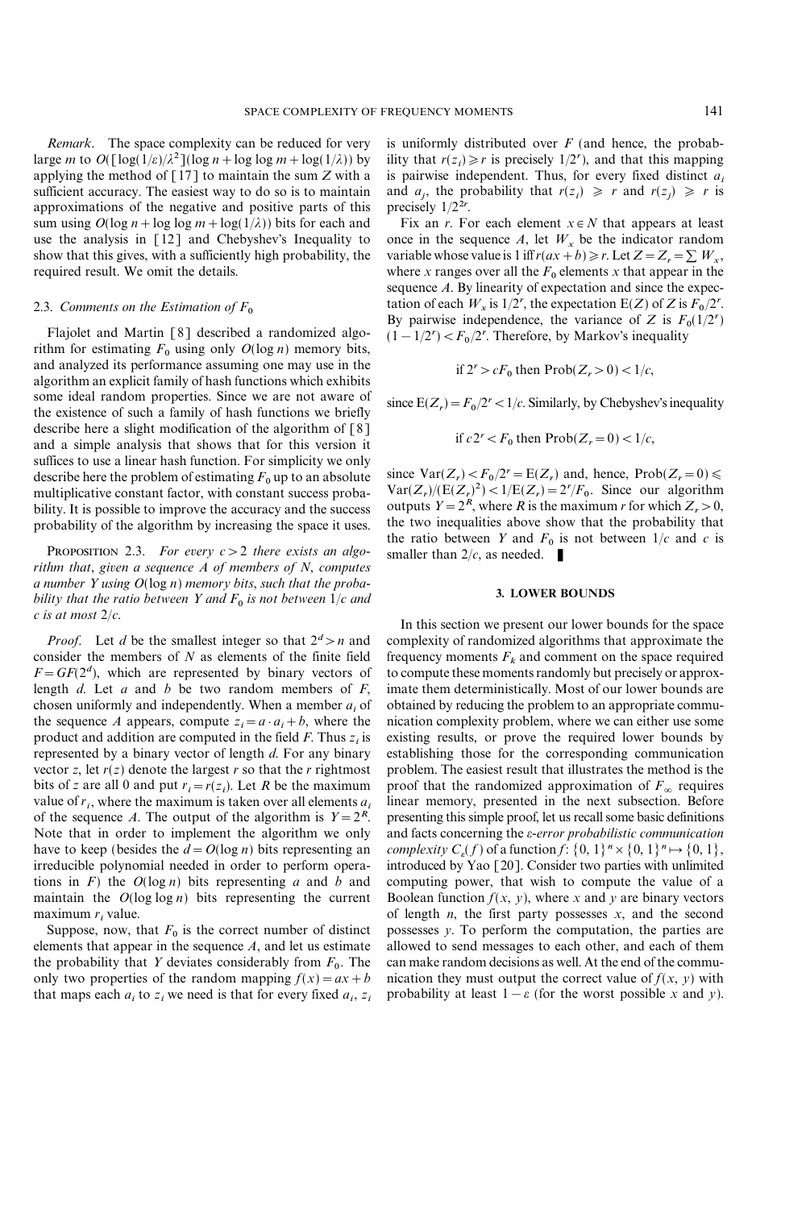*Remark*. The space complexity can be reduced for very large $m$ to $O(\lceil \log(1/\varepsilon)/\lambda^2 \rceil (\log n + \log \log m + \log(1/\lambda))$ by applying the method of [17] to maintain the sum $Z$ with a sufficient accuracy. The easiest way to do so is to maintain approximations of the negative and positive parts of this sum using $O(\log n + \log \log m + \log(1/\lambda))$ bits for each and use the analysis in [12] and Chebyshev's Inequality to show that this gives, with a sufficiently high probability, the required result. We omit the details.

### 2.3. *Comments on the Estimation of* $F_0$

Flajolet and Martin [8] described a randomized algorithm for estimating $F_0$ using only $O(\log n)$ memory bits, and analyzed its performance assuming one may use in the algorithm an explicit family of hash functions which exhibits some ideal random properties. Since we are not aware of the existence of such a family of hash functions we briefly describe here a slight modification of the algorithm of [8] and a simple analysis that shows that for this version it suffices to use a linear hash function. For simplicity we only describe here the problem of estimating $F_0$ up to an absolute multiplicative constant factor, with constant success probability. It is possible to improve the accuracy and the success probability of the algorithm by increasing the space it uses.

PROPOSITION 2.3. *For every $c > 2$ there exists an algorithm that, given a sequence $A$ of members of $N$, computes a number $Y$ using $O(\log n)$ memory bits, such that the probability that the ratio between $Y$ and $F_0$ is not between $1/c$ and $c$ is at most $2/c$.*

*Proof*. Let $d$ be the smallest integer so that $2^d > n$ and consider the members of $N$ as elements of the finite field $F = GF(2^d)$, which are represented by binary vectors of length $d$. Let $a$ and $b$ be two random members of $F$, chosen uniformly and independently. When a member $a_i$ of the sequence $A$ appears, compute $z_i = a \cdot a_i + b$, where the product and addition are computed in the field $F$. Thus $z_i$ is represented by a binary vector of length $d$. For any binary vector $z$, let $r(z)$ denote the largest $r$ so that the $r$ rightmost bits of $z$ are all 0 and put $r_i = r(z_i)$. Let $R$ be the maximum value of $r_i$, where the maximum is taken over all elements $a_i$ of the sequence $A$. The output of the algorithm is $Y = 2^R$. Note that in order to implement the algorithm we only have to keep (besides the $d = O(\log n)$ bits representing an irreducible polynomial needed in order to perform operations in $F$) the $O(\log n)$ bits representing $a$ and $b$ and maintain the $O(\log \log n)$ bits representing the current maximum $r_i$ value.

Suppose, now, that $F_0$ is the correct number of distinct elements that appear in the sequence $A$, and let us estimate the probability that $Y$ deviates considerably from $F_0$. The only two properties of the random mapping $f(x) = ax + b$ that maps each $a_i$ to $z_i$ we need is that for every fixed $a_i$, $z_i$ is uniformly distributed over $F$ (and hence, the probability that $r(z_i) \geqslant r$ is precisely $1/2^r$), and that this mapping is pairwise independent. Thus, for every fixed distinct $a_i$ and $a_j$, the probability that $r(z_i) \geqslant r$ and $r(z_j) \geqslant r$ is precisely $1/2^{2r}$.

Fix an $r$. For each element $x \in N$ that appears at least once in the sequence $A$, let $W_x$ be the indicator random variable whose value is 1 iff $r(ax+b) \geqslant r$. Let $Z = Z_r = \sum W_x$, where $x$ ranges over all the $F_0$ elements $x$ that appear in the sequence $A$. By linearity of expectation and since the expectation of each $W_x$ is $1/2^r$, the expectation $E(Z)$ of $Z$ is $F_0/2^r$. By pairwise independence, the variance of $Z$ is $F_0(1/2^r)(1 - 1/2^r) < F_0/2^r$. Therefore, by Markov's inequality

$$\text{if } 2^r > cF_0 \text{ then } \mathrm{Prob}(Z_r > 0) < 1/c,$$

since $E(Z_r) = F_0/2^r < 1/c$. Similarly, by Chebyshev's inequality

$$\text{if } c2^r < F_0 \text{ then } \mathrm{Prob}(Z_r = 0) < 1/c,$$

since $\mathrm{Var}(Z_r) < F_0/2^r = E(Z_r)$ and, hence, $\mathrm{Prob}(Z_r = 0) \leqslant \mathrm{Var}(Z_r)/(E(Z_r)^2) < 1/E(Z_r) = 2^r/F_0$. Since our algorithm outputs $Y = 2^R$, where $R$ is the maximum $r$ for which $Z_r > 0$, the two inequalities above show that the probability that the ratio between $Y$ and $F_0$ is not between $1/c$ and $c$ is smaller than $2/c$, as needed. ∎

## 3. LOWER BOUNDS

In this section we present our lower bounds for the space complexity of randomized algorithms that approximate the frequency moments $F_k$ and comment on the space required to compute these moments randomly but precisely or approximate them deterministically. Most of our lower bounds are obtained by reducing the problem to an appropriate communication complexity problem, where we can either use some existing results, or prove the required lower bounds by establishing those for the corresponding communication problem. The easiest result that illustrates the method is the proof that the randomized approximation of $F_\infty$ requires linear memory, presented in the next subsection. Before presenting this simple proof, let us recall some basic definitions and facts concerning the *$\varepsilon$-error probabilistic communication complexity* $C_\varepsilon(f)$ of a function $f: \{0, 1\}^n \times \{0, 1\}^n \mapsto \{0, 1\}$, introduced by Yao [20]. Consider two parties with unlimited computing power, that wish to compute the value of a Boolean function $f(x, y)$, where $x$ and $y$ are binary vectors of length $n$, the first party possesses $x$, and the second possesses $y$. To perform the computation, the parties are allowed to send messages to each other, and each of them can make random decisions as well. At the end of the communication they must output the correct value of $f(x, y)$ with probability at least $1 - \varepsilon$ (for the worst possible $x$ and $y$).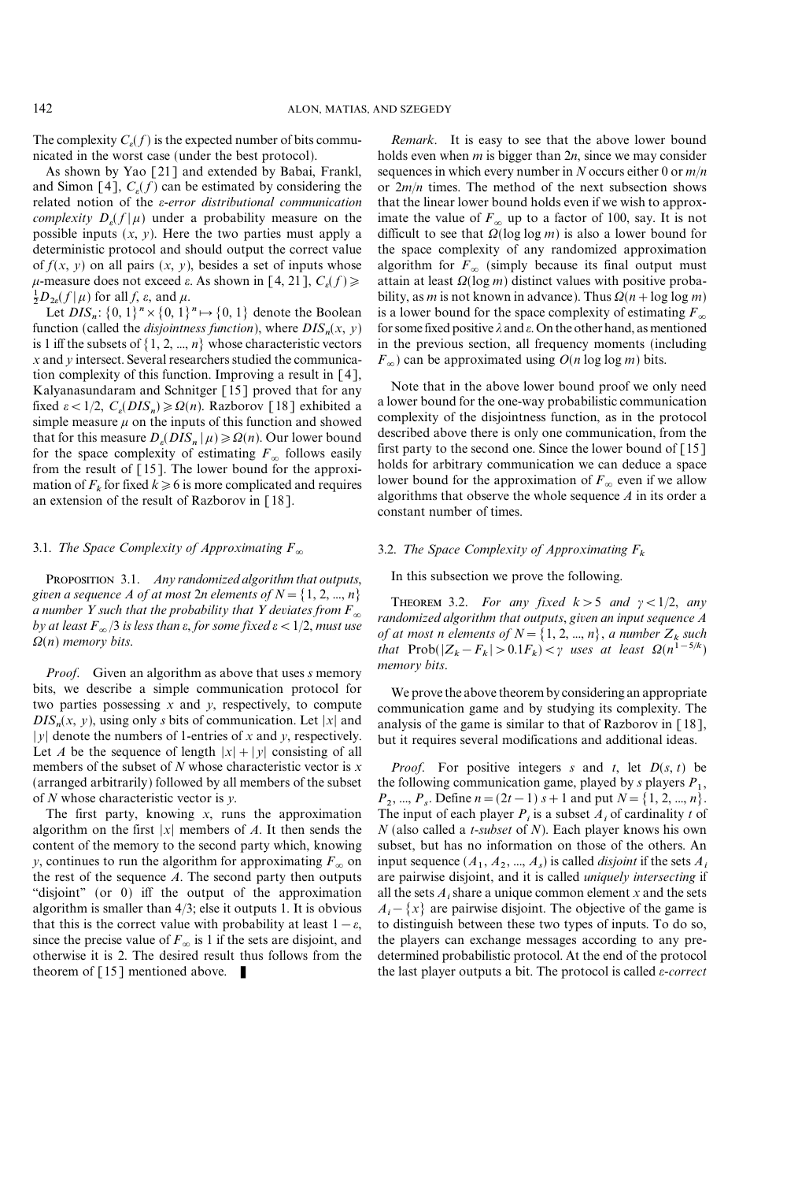The complexity $C_\varepsilon(f)$ is the expected number of bits communicated in the worst case (under the best protocol).

As shown by Yao [21] and extended by Babai, Frankl, and Simon [4], $C_\varepsilon(f)$ can be estimated by considering the related notion of the *ε-error distributional communication complexity* $D_\varepsilon(f \mid \mu)$ under a probability measure on the possible inputs $(x, y)$. Here the two parties must apply a deterministic protocol and should output the correct value of $f(x, y)$ on all pairs $(x, y)$, besides a set of inputs whose $\mu$-measure does not exceed $\varepsilon$. As shown in [4, 21], $C_\varepsilon(f) \geqslant \frac{1}{2} D_{2\varepsilon}(f \mid \mu)$ for all $f$, $\varepsilon$, and $\mu$.

Let $DIS_n: \{0, 1\}^n \times \{0, 1\}^n \mapsto \{0, 1\}$ denote the Boolean function (called the *disjointness function*), where $DIS_n(x, y)$ is 1 iff the subsets of $\{1, 2, ..., n\}$ whose characteristic vectors $x$ and $y$ intersect. Several researchers studied the communication complexity of this function. Improving a result in [4], Kalyanasundaram and Schnitger [15] proved that for any fixed $\varepsilon < 1/2$, $C_\varepsilon(DIS_n) \geqslant \Omega(n)$. Razborov [18] exhibited a simple measure $\mu$ on the inputs of this function and showed that for this measure $D_\varepsilon(DIS_n \mid \mu) \geqslant \Omega(n)$. Our lower bound for the space complexity of estimating $F_\infty$ follows easily from the result of [15]. The lower bound for the approximation of $F_k$ for fixed $k \geqslant 6$ is more complicated and requires an extension of the result of Razborov in [18].

### 3.1. The Space Complexity of Approximating $F_\infty$

**Proposition 3.1.** *Any randomized algorithm that outputs, given a sequence $A$ of at most $2n$ elements of $N = \{1, 2, ..., n\}$ a number $Y$ such that the probability that $Y$ deviates from $F_\infty$ by at least $F_\infty/3$ is less than $\varepsilon$, for some fixed $\varepsilon < 1/2$, must use $\Omega(n)$ memory bits.*

*Proof.* Given an algorithm as above that uses $s$ memory bits, we describe a simple communication protocol for two parties possessing $x$ and $y$, respectively, to compute $DIS_n(x, y)$, using only $s$ bits of communication. Let $|x|$ and $|y|$ denote the numbers of 1-entries of $x$ and $y$, respectively. Let $A$ be the sequence of length $|x| + |y|$ consisting of all members of the subset of $N$ whose characteristic vector is $x$ (arranged arbitrarily) followed by all members of the subset of $N$ whose characteristic vector is $y$.

The first party, knowing $x$, runs the approximation algorithm on the first $|x|$ members of $A$. It then sends the content of the memory to the second party which, knowing $y$, continues to run the algorithm for approximating $F_\infty$ on the rest of the sequence $A$. The second party then outputs "disjoint" (or 0) iff the output of the approximation algorithm is smaller than $4/3$; else it outputs 1. It is obvious that this is the correct value with probability at least $1 - \varepsilon$, since the precise value of $F_\infty$ is 1 if the sets are disjoint, and otherwise it is 2. The desired result thus follows from the theorem of [15] mentioned above. ∎

*Remark.* It is easy to see that the above lower bound holds even when $m$ is bigger than $2n$, since we may consider sequences in which every number in $N$ occurs either 0 or $m/n$ or $2m/n$ times. The method of the next subsection shows that the linear lower bound holds even if we wish to approximate the value of $F_\infty$ up to a factor of 100, say. It is not difficult to see that $\Omega(\log \log m)$ is also a lower bound for the space complexity of any randomized approximation algorithm for $F_\infty$ (simply because its final output must attain at least $\Omega(\log m)$ distinct values with positive probability, as $m$ is not known in advance). Thus $\Omega(n + \log \log m)$ is a lower bound for the space complexity of estimating $F_\infty$ for some fixed positive $\lambda$ and $\varepsilon$. On the other hand, as mentioned in the previous section, all frequency moments (including $F_\infty$) can be approximated using $O(n \log \log m)$ bits.

Note that in the above lower bound proof we only need a lower bound for the one-way probabilistic communication complexity of the disjointness function, as in the protocol described above there is only one communication, from the first party to the second one. Since the lower bound of [15] holds for arbitrary communication we can deduce a space lower bound for the approximation of $F_\infty$ even if we allow algorithms that observe the whole sequence $A$ in its order a constant number of times.

### 3.2. The Space Complexity of Approximating $F_k$

In this subsection we prove the following.

**Theorem 3.2.** *For any fixed $k > 5$ and $\gamma < 1/2$, any randomized algorithm that outputs, given an input sequence $A$ of at most $n$ elements of $N = \{1, 2, ..., n\}$, a number $Z_k$ such that $\text{Prob}(|Z_k - F_k| > 0.1 F_k) < \gamma$ uses at least $\Omega(n^{1-5/k})$ memory bits.*

We prove the above theorem by considering an appropriate communication game and by studying its complexity. The analysis of the game is similar to that of Razborov in [18], but it requires several modifications and additional ideas.

*Proof.* For positive integers $s$ and $t$, let $D(s, t)$ be the following communication game, played by $s$ players $P_1$, $P_2$, ..., $P_s$. Define $n = (2t - 1)s + 1$ and put $N = \{1, 2, ..., n\}$. The input of each player $P_i$ is a subset $A_i$ of cardinality $t$ of $N$ (also called a *t-subset* of $N$). Each player knows his own subset, but has no information on those of the others. An input sequence $(A_1, A_2, ..., A_s)$ is called *disjoint* if the sets $A_i$ are pairwise disjoint, and it is called *uniquely intersecting* if all the sets $A_i$ share a unique common element $x$ and the sets $A_i - \{x\}$ are pairwise disjoint. The objective of the game is to distinguish between these two types of inputs. To do so, the players can exchange messages according to any predetermined probabilistic protocol. At the end of the protocol the last player outputs a bit. The protocol is called *ε-correct*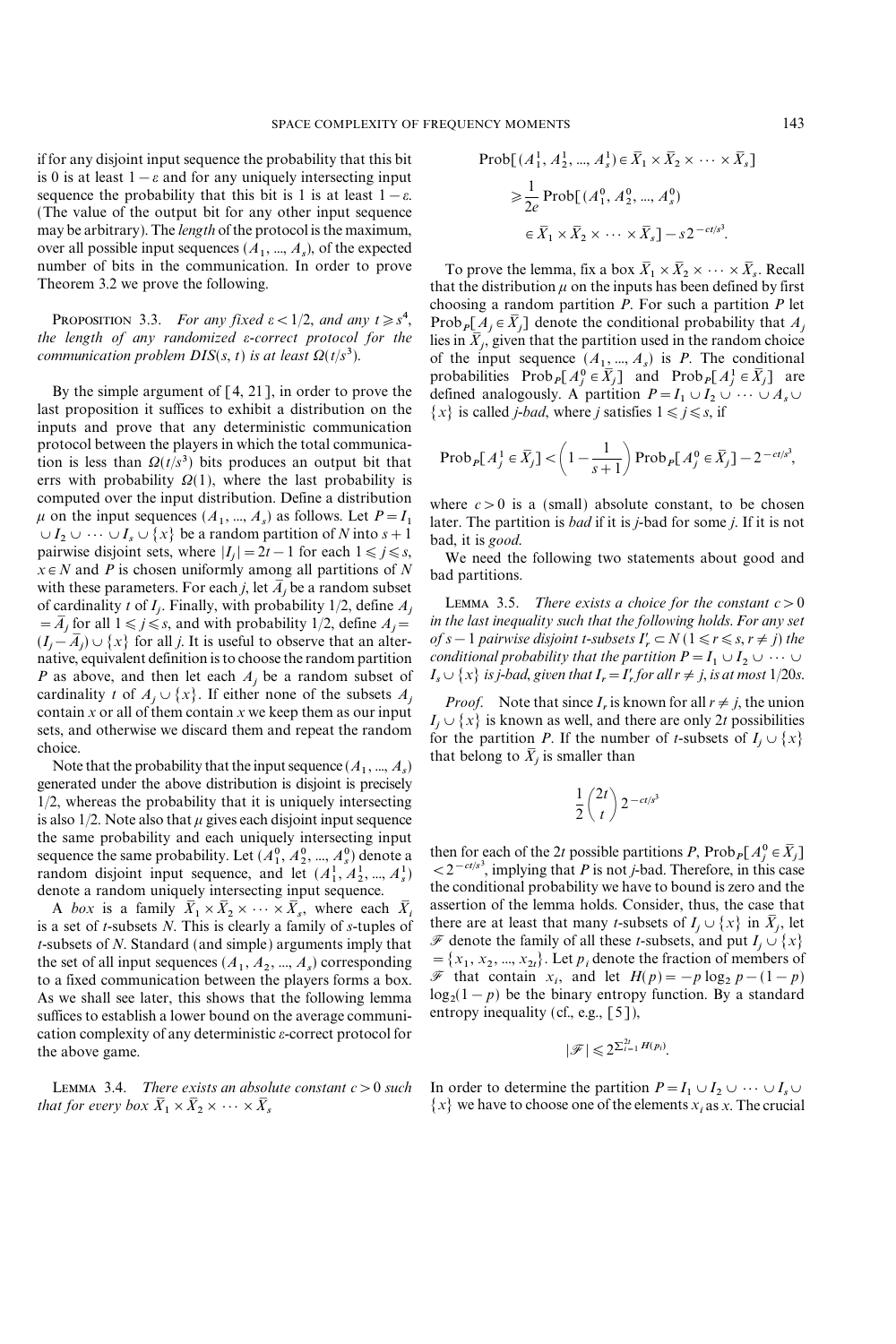if for any disjoint input sequence the probability that this bit is 0 is at least $1-\varepsilon$ and for any uniquely intersecting input sequence the probability that this bit is 1 is at least $1-\varepsilon$. (The value of the output bit for any other input sequence may be arbitrary). The *length* of the protocol is the maximum, over all possible input sequences $(A_1, ..., A_s)$, of the expected number of bits in the communication. In order to prove Theorem 3.2 we prove the following.

PROPOSITION 3.3. *For any fixed $\varepsilon < 1/2$, and any $t \geqslant s^4$, the length of any randomized $\varepsilon$-correct protocol for the communication problem $DIS(s, t)$ is at least $\Omega(t/s^3)$.*

By the simple argument of [4, 21], in order to prove the last proposition it suffices to exhibit a distribution on the inputs and prove that any deterministic communication protocol between the players in which the total communication is less than $\Omega(t/s^3)$ bits produces an output bit that errs with probability $\Omega(1)$, where the last probability is computed over the input distribution. Define a distribution $\mu$ on the input sequences $(A_1, ..., A_s)$ as follows. Let $P = I_1 \cup I_2 \cup \cdots \cup I_s \cup \{x\}$ be a random partition of $N$ into $s+1$ pairwise disjoint sets, where $|I_j| = 2t-1$ for each $1 \leqslant j \leqslant s$, $x \in N$ and $P$ is chosen uniformly among all partitions of $N$ with these parameters. For each $j$, let $\bar{A}_j$ be a random subset of cardinality $t$ of $I_j$. Finally, with probability 1/2, define $A_j = \bar{A}_j$ for all $1 \leqslant j \leqslant s$, and with probability 1/2, define $A_j = (I_j - \bar{A}_j) \cup \{x\}$ for all $j$. It is useful to observe that an alternative, equivalent definition is to choose the random partition $P$ as above, and then let each $A_j$ be a random subset of cardinality $t$ of $A_j \cup \{x\}$. If either none of the subsets $A_j$ contain $x$ or all of them contain $x$ we keep them as our input sets, and otherwise we discard them and repeat the random choice.

Note that the probability that the input sequence $(A_1, ..., A_s)$ generated under the above distribution is disjoint is precisely 1/2, whereas the probability that it is uniquely intersecting is also 1/2. Note also that $\mu$ gives each disjoint input sequence the same probability and each uniquely intersecting input sequence the same probability. Let $(A_1^0, A_2^0, ..., A_s^0)$ denote a random disjoint input sequence, and let $(A_1^1, A_2^1, ..., A_s^1)$ denote a random uniquely intersecting input sequence.

A *box* is a family $\bar{X}_1 \times \bar{X}_2 \times \cdots \times \bar{X}_s$, where each $\bar{X}_i$ is a set of $t$-subsets $N$. This is clearly a family of $s$-tuples of $t$-subsets of $N$. Standard (and simple) arguments imply that the set of all input sequences $(A_1, A_2, ..., A_s)$ corresponding to a fixed communication between the players forms a box. As we shall see later, this shows that the following lemma suffices to establish a lower bound on the average communication complexity of any deterministic $\varepsilon$-correct protocol for the above game.

LEMMA 3.4. *There exists an absolute constant $c > 0$ such that for every box $\bar{X}_1 \times \bar{X}_2 \times \cdots \times \bar{X}_s$*

$$\begin{aligned}
&\mathrm{Prob}[(A_1^1, A_2^1, ..., A_s^1) \in \bar{X}_1 \times \bar{X}_2 \times \cdots \times \bar{X}_s] \\
&\quad \geqslant \frac{1}{2e} \mathrm{Prob}[(A_1^0, A_2^0, ..., A_s^0) \\
&\quad \in \bar{X}_1 \times \bar{X}_2 \times \cdots \times \bar{X}_s] - s 2^{-ct/s^3}.
\end{aligned}$$

To prove the lemma, fix a box $\bar{X}_1 \times \bar{X}_2 \times \cdots \times \bar{X}_s$. Recall that the distribution $\mu$ on the inputs has been defined by first choosing a random partition $P$. For such a partition $P$ let $\mathrm{Prob}_P[A_j \in \bar{X}_j]$ denote the conditional probability that $A_j$ lies in $\bar{X}_j$, given that the partition used in the random choice of the input sequence $(A_1, ..., A_s)$ is $P$. The conditional probabilities $\mathrm{Prob}_P[A_j^0 \in \bar{X}_j]$ and $\mathrm{Prob}_P[A_j^1 \in \bar{X}_j]$ are defined analogously. A partition $P = I_1 \cup I_2 \cup \cdots \cup A_s \cup \{x\}$ is called *j-bad*, where $j$ satisfies $1 \leqslant j \leqslant s$, if

$$\mathrm{Prob}_P[A_j^1 \in \bar{X}_j] < \left(1 - \frac{1}{s+1}\right) \mathrm{Prob}_P[A_j^0 \in \bar{X}_j] - 2^{-ct/s^3},$$

where $c > 0$ is a (small) absolute constant, to be chosen later. The partition is *bad* if it is $j$-bad for some $j$. If it is not bad, it is *good*.

We need the following two statements about good and bad partitions.

LEMMA 3.5. *There exists a choice for the constant $c > 0$ in the last inequality such that the following holds. For any set of $s-1$ pairwise disjoint $t$-subsets $I'_r \subset N$ $(1 \leqslant r \leqslant s, r \neq j)$ the conditional probability that the partition $P = I_1 \cup I_2 \cup \cdots \cup I_s \cup \{x\}$ is $j$-bad, given that $I_r = I'_r$ for all $r \neq j$, is at most $1/20s$.*

*Proof.* Note that since $I_r$ is known for all $r \neq j$, the union $I_j \cup \{x\}$ is known as well, and there are only $2t$ possibilities for the partition $P$. If the number of $t$-subsets of $I_j \cup \{x\}$ that belong to $\bar{X}_j$ is smaller than

$$\frac{1}{2}\binom{2t}{t} 2^{-ct/s^3}$$

then for each of the $2t$ possible partitions $P$, $\mathrm{Prob}_P[A_j^0 \in \bar{X}_j] < 2^{-ct/s^3}$, implying that $P$ is not $j$-bad. Therefore, in this case the conditional probability we have to bound is zero and the assertion of the lemma holds. Consider, thus, the case that there are at least that many $t$-subsets of $I_j \cup \{x\}$ in $\bar{X}_j$, let $\mathscr{F}$ denote the family of all these $t$-subsets, and put $I_j \cup \{x\} = \{x_1, x_2, ..., x_{2t}\}$. Let $p_i$ denote the fraction of members of $\mathscr{F}$ that contain $x_i$, and let $H(p) = -p \log_2 p - (1-p) \log_2(1-p)$ be the binary entropy function. By a standard entropy inequality (cf., e.g., [5]),

$$|\mathscr{F}| \leqslant 2^{\sum_{i=1}^{2t} H(p_i)}.$$

In order to determine the partition $P = I_1 \cup I_2 \cup \cdots \cup I_s \cup \{x\}$ we have to choose one of the elements $x_i$ as $x$. The crucial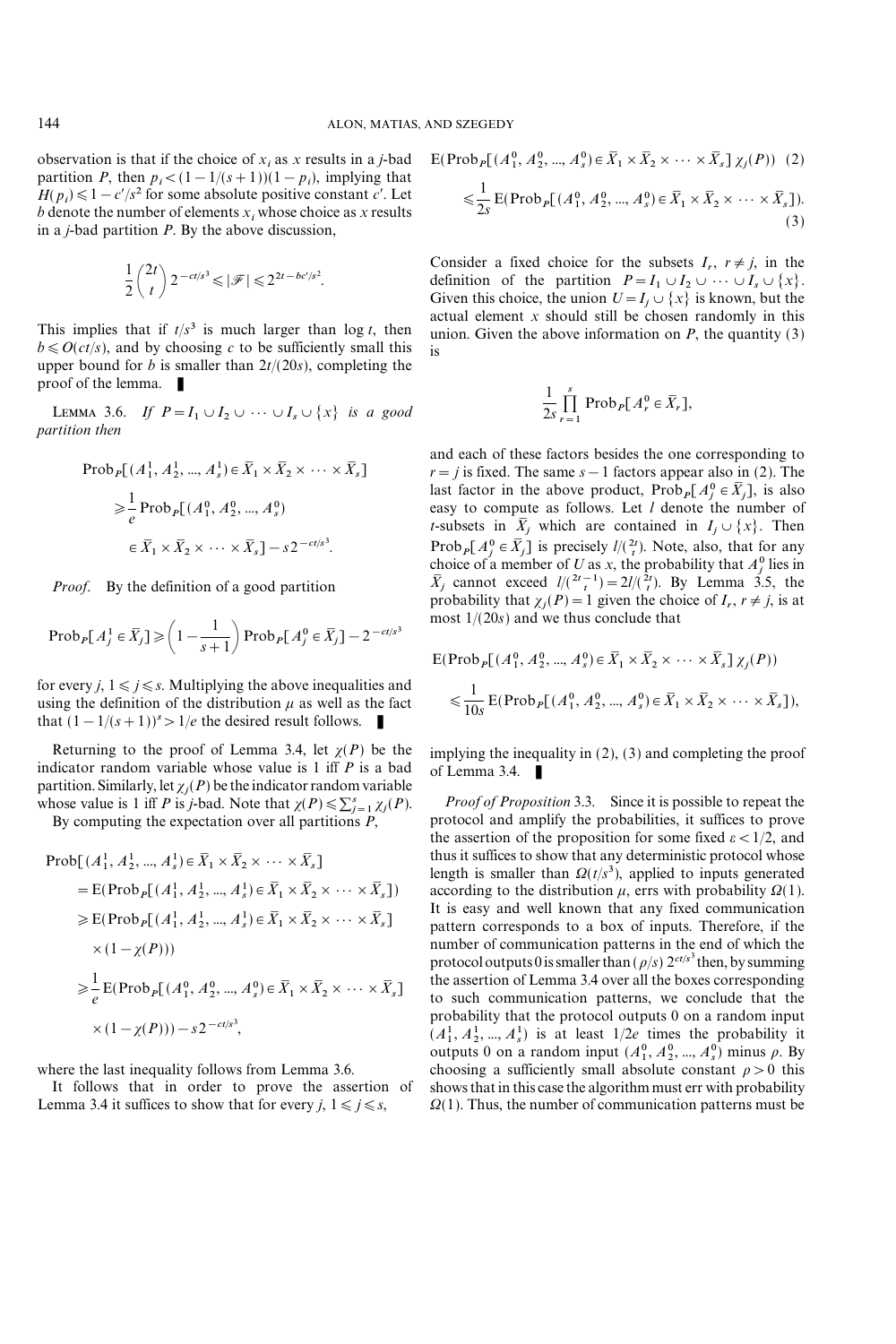observation is that if the choice of $x_i$ as $x$ results in a $j$-bad partition $P$, then $p_i < (1 - 1/(s+1))(1 - p_i)$, implying that $H(p_i) \leqslant 1 - c'/s^2$ for some absolute positive constant $c'$. Let $b$ denote the number of elements $x_i$ whose choice as $x$ results in a $j$-bad partition $P$. By the above discussion,

$$\frac{1}{2}\binom{2t}{t} 2^{-ct/s^3} \leqslant |\mathscr{F}| \leqslant 2^{2t - bc'/s^2}.$$

This implies that if $t/s^3$ is much larger than $\log t$, then $b \leqslant O(ct/s)$, and by choosing $c$ to be sufficiently small this upper bound for $b$ is smaller than $2t/(20s)$, completing the proof of the lemma. ∎

LEMMA 3.6. *If $P = I_1 \cup I_2 \cup \cdots \cup I_s \cup \{x\}$ is a good partition then*

$$\begin{aligned}
&\mathrm{Prob}_P[(A_1^1, A_2^1, ..., A_s^1) \in \bar{X}_1 \times \bar{X}_2 \times \cdots \times \bar{X}_s] \\
&\quad \geqslant \frac{1}{e} \mathrm{Prob}_P[(A_1^0, A_2^0, ..., A_s^0) \\
&\quad\quad \in \bar{X}_1 \times \bar{X}_2 \times \cdots \times \bar{X}_s] - s 2^{-ct/s^3}.
\end{aligned}$$

*Proof.* By the definition of a good partition

$$\mathrm{Prob}_P[A_j^1 \in \bar{X}_j] \geqslant \left(1 - \frac{1}{s+1}\right) \mathrm{Prob}_P[A_j^0 \in \bar{X}_j] - 2^{-ct/s^3}$$

for every $j$, $1 \leqslant j \leqslant s$. Multiplying the above inequalities and using the definition of the distribution $\mu$ as well as the fact that $(1 - 1/(s+1))^s > 1/e$ the desired result follows. ∎

Returning to the proof of Lemma 3.4, let $\chi(P)$ be the indicator random variable whose value is 1 iff $P$ is a bad partition. Similarly, let $\chi_j(P)$ be the indicator random variable whose value is 1 iff $P$ is $j$-bad. Note that $\chi(P) \leqslant \sum_{j=1}^s \chi_j(P)$.

By computing the expectation over all partitions $P$,

$$\begin{aligned}
&\mathrm{Prob}[(A_1^1, A_2^1, ..., A_s^1) \in \bar{X}_1 \times \bar{X}_2 \times \cdots \times \bar{X}_s] \\
&\quad = \mathrm{E}(\mathrm{Prob}_P[(A_1^1, A_2^1, ..., A_s^1) \in \bar{X}_1 \times \bar{X}_2 \times \cdots \times \bar{X}_s]) \\
&\quad \geqslant \mathrm{E}(\mathrm{Prob}_P[(A_1^1, A_2^1, ..., A_s^1) \in \bar{X}_1 \times \bar{X}_2 \times \cdots \times \bar{X}_s] \\
&\quad\quad \times (1 - \chi(P))) \\
&\quad \geqslant \frac{1}{e} \mathrm{E}(\mathrm{Prob}_P[(A_1^0, A_2^0, ..., A_s^0) \in \bar{X}_1 \times \bar{X}_2 \times \cdots \times \bar{X}_s] \\
&\quad\quad \times (1 - \chi(P))) - s 2^{-ct/s^3},
\end{aligned}$$

where the last inequality follows from Lemma 3.6.

It follows that in order to prove the assertion of Lemma 3.4 it suffices to show that for every $j$, $1 \leqslant j \leqslant s$,

$$\mathrm{E}(\mathrm{Prob}_P[(A_1^0, A_2^0, ..., A_s^0) \in \bar{X}_1 \times \bar{X}_2 \times \cdots \times \bar{X}_s] \, \chi_j(P)) \quad (2)$$

$$\leqslant \frac{1}{2s} \mathrm{E}(\mathrm{Prob}_P[(A_1^0, A_2^0, ..., A_s^0) \in \bar{X}_1 \times \bar{X}_2 \times \cdots \times \bar{X}_s]). \quad (3)$$

Consider a fixed choice for the subsets $I_r$, $r \neq j$, in the definition of the partition $P = I_1 \cup I_2 \cup \cdots \cup I_s \cup \{x\}$. Given this choice, the union $U = I_j \cup \{x\}$ is known, but the actual element $x$ should still be chosen randomly in this union. Given the above information on $P$, the quantity (3) is

$$\frac{1}{2s} \prod_{r=1}^{s} \mathrm{Prob}_P[A_r^0 \in \bar{X}_r],$$

and each of these factors besides the one corresponding to $r = j$ is fixed. The same $s - 1$ factors appear also in (2). The last factor in the above product, $\mathrm{Prob}_P[A_j^0 \in \bar{X}_j]$, is also easy to compute as follows. Let $l$ denote the number of $t$-subsets in $\bar{X}_j$ which are contained in $I_j \cup \{x\}$. Then $\mathrm{Prob}_P[A_j^0 \in \bar{X}_j]$ is precisely $l/\binom{2t}{t}$. Note, also, that for any choice of a member of $U$ as $x$, the probability that $A_j^0$ lies in $\bar{X}_j$ cannot exceed $l/\binom{2t-1}{t} = 2l/\binom{2t}{t}$. By Lemma 3.5, the probability that $\chi_j(P) = 1$ given the choice of $I_r$, $r \neq j$, is at most $1/(20s)$ and we thus conclude that

$$\begin{aligned}
&\mathrm{E}(\mathrm{Prob}_P[(A_1^0, A_2^0, ..., A_s^0) \in \bar{X}_1 \times \bar{X}_2 \times \cdots \times \bar{X}_s] \, \chi_j(P)) \\
&\quad \leqslant \frac{1}{10s} \mathrm{E}(\mathrm{Prob}_P[(A_1^0, A_2^0, ..., A_s^0) \in \bar{X}_1 \times \bar{X}_2 \times \cdots \times \bar{X}_s]),
\end{aligned}$$

implying the inequality in (2), (3) and completing the proof of Lemma 3.4. ∎

*Proof of Proposition* 3.3. Since it is possible to repeat the protocol and amplify the probabilities, it suffices to prove the assertion of the proposition for some fixed $\varepsilon < 1/2$, and thus it suffices to show that any deterministic protocol whose length is smaller than $\Omega(t/s^3)$, applied to inputs generated according to the distribution $\mu$, errs with probability $\Omega(1)$. It is easy and well known that any fixed communication pattern corresponds to a box of inputs. Therefore, if the number of communication patterns in the end of which the protocol outputs 0 is smaller than $(\rho/s)\, 2^{ct/s^3}$ then, by summing the assertion of Lemma 3.4 over all the boxes corresponding to such communication patterns, we conclude that the probability that the protocol outputs 0 on a random input $(A_1^1, A_2^1, ..., A_s^1)$ is at least $1/2e$ times the probability it outputs 0 on a random input $(A_1^0, A_2^0, ..., A_s^0)$ minus $\rho$. By choosing a sufficiently small absolute constant $\rho > 0$ this shows that in this case the algorithm must err with probability $\Omega(1)$. Thus, the number of communication patterns must be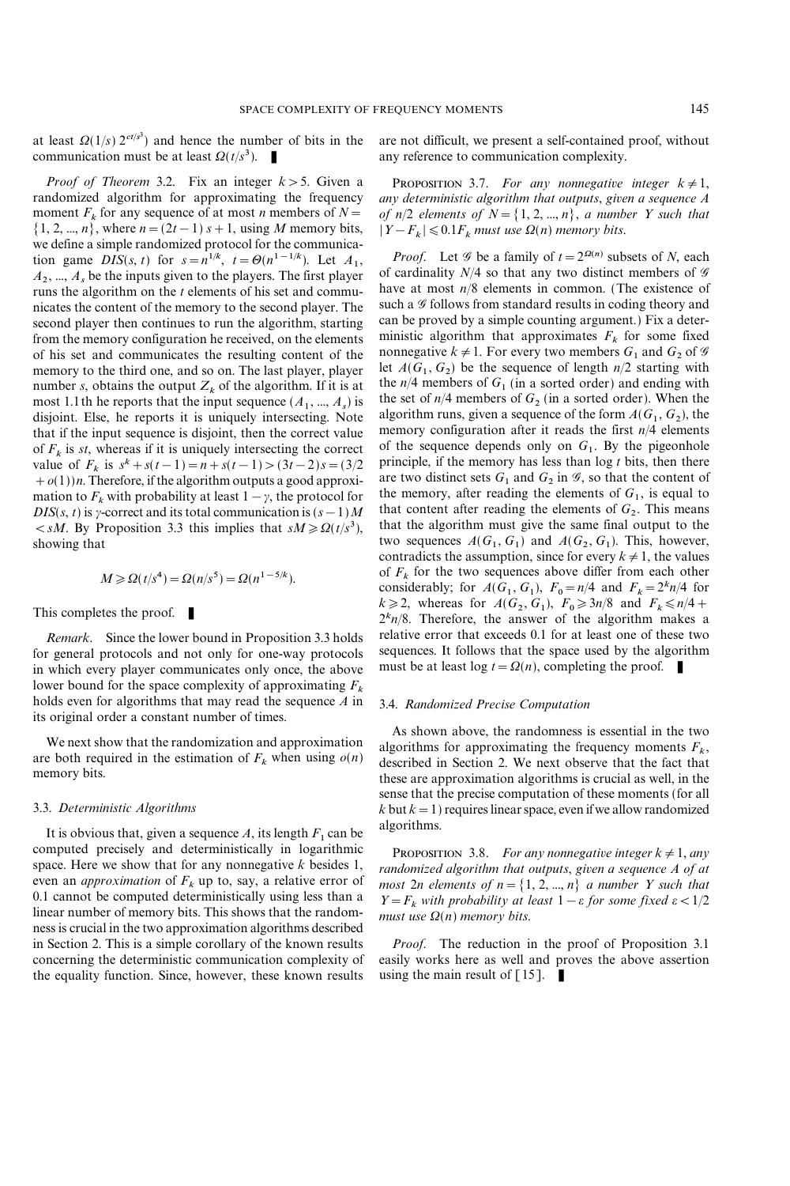at least $\Omega(1/s)\, 2^{ct/s^3}$) and hence the number of bits in the communication must be at least $\Omega(t/s^3)$. ∎

*Proof of Theorem* 3.2. Fix an integer $k > 5$. Given a randomized algorithm for approximating the frequency moment $F_k$ for any sequence of at most $n$ members of $N = \{1, 2, ..., n\}$, where $n = (2t-1)\, s + 1$, using $M$ memory bits, we define a simple randomized protocol for the communication game $DIS(s, t)$ for $s = n^{1/k}$, $t = \Theta(n^{1-1/k})$. Let $A_1, A_2, ..., A_s$ be the inputs given to the players. The first player runs the algorithm on the $t$ elements of his set and communicates the content of the memory to the second player. The second player then continues to run the algorithm, starting from the memory configuration he received, on the elements of his set and communicates the resulting content of the memory to the third one, and so on. The last player, player number $s$, obtains the output $Z_k$ of the algorithm. If it is at most 1.1th he reports that the input sequence $(A_1, ..., A_s)$ is disjoint. Else, he reports it is uniquely intersecting. Note that if the input sequence is disjoint, then the correct value of $F_k$ is $st$, whereas if it is uniquely intersecting the correct value of $F_k$ is $s^k + s(t-1) = n + s(t-1) > (3t-2)\, s = (3/2 + o(1))\, n$. Therefore, if the algorithm outputs a good approximation to $F_k$ with probability at least $1 - \gamma$, the protocol for $DIS(s, t)$ is $\gamma$-correct and its total communication is $(s-1)\, M < sM$. By Proposition 3.3 this implies that $sM \geqslant \Omega(t/s^3)$, showing that

$$M \geqslant \Omega(t/s^4) = \Omega(n/s^5) = \Omega(n^{1-5/k}).$$

This completes the proof. ∎

*Remark*. Since the lower bound in Proposition 3.3 holds for general protocols and not only for one-way protocols in which every player communicates only once, the above lower bound for the space complexity of approximating $F_k$ holds even for algorithms that may read the sequence $A$ in its original order a constant number of times.

We next show that the randomization and approximation are both required in the estimation of $F_k$ when using $o(n)$ memory bits.

### 3.3. *Deterministic Algorithms*

It is obvious that, given a sequence $A$, its length $F_1$ can be computed precisely and deterministically in logarithmic space. Here we show that for any nonnegative $k$ besides 1, even an *approximation* of $F_k$ up to, say, a relative error of 0.1 cannot be computed deterministically using less than a linear number of memory bits. This shows that the randomness is crucial in the two approximation algorithms described in Section 2. This is a simple corollary of the known results concerning the deterministic communication complexity of the equality function. Since, however, these known results are not difficult, we present a self-contained proof, without any reference to communication complexity.

PROPOSITION 3.7. *For any nonnegative integer $k \neq 1$, any deterministic algorithm that outputs, given a sequence $A$ of $n/2$ elements of $N = \{1, 2, ..., n\}$, a number $Y$ such that $|Y - F_k| \leqslant 0.1 F_k$ must use $\Omega(n)$ memory bits.*

*Proof.* Let $\mathcal{G}$ be a family of $t = 2^{\Omega(n)}$ subsets of $N$, each of cardinality $N/4$ so that any two distinct members of $\mathcal{G}$ have at most $n/8$ elements in common. (The existence of such a $\mathcal{G}$ follows from standard results in coding theory and can be proved by a simple counting argument.) Fix a deterministic algorithm that approximates $F_k$ for some fixed nonnegative $k \neq 1$. For every two members $G_1$ and $G_2$ of $\mathcal{G}$ let $A(G_1, G_2)$ be the sequence of length $n/2$ starting with the $n/4$ members of $G_1$ (in a sorted order) and ending with the set of $n/4$ members of $G_2$ (in a sorted order). When the algorithm runs, given a sequence of the form $A(G_1, G_2)$, the memory configuration after it reads the first $n/4$ elements of the sequence depends only on $G_1$. By the pigeonhole principle, if the memory has less than $\log t$ bits, then there are two distinct sets $G_1$ and $G_2$ in $\mathcal{G}$, so that the content of the memory, after reading the elements of $G_1$, is equal to that content after reading the elements of $G_2$. This means that the algorithm must give the same final output to the two sequences $A(G_1, G_1)$ and $A(G_2, G_1)$. This, however, contradicts the assumption, since for every $k \neq 1$, the values of $F_k$ for the two sequences above differ from each other considerably; for $A(G_1, G_1)$, $F_0 = n/4$ and $F_k = 2^k n/4$ for $k \geqslant 2$, whereas for $A(G_2, G_1)$, $F_0 \geqslant 3n/8$ and $F_k \leqslant n/4 + 2^k n/8$. Therefore, the answer of the algorithm makes a relative error that exceeds 0.1 for at least one of these two sequences. It follows that the space used by the algorithm must be at least $\log t = \Omega(n)$, completing the proof. ∎

### 3.4. *Randomized Precise Computation*

As shown above, the randomness is essential in the two algorithms for approximating the frequency moments $F_k$, described in Section 2. We next observe that the fact that these are approximation algorithms is crucial as well, in the sense that the precise computation of these moments (for all $k$ but $k = 1$) requires linear space, even if we allow randomized algorithms.

PROPOSITION 3.8. *For any nonnegative integer $k \neq 1$, any randomized algorithm that outputs, given a sequence $A$ of at most $2n$ elements of $n = \{1, 2, ..., n\}$ a number $Y$ such that $Y = F_k$ with probability at least $1 - \varepsilon$ for some fixed $\varepsilon < 1/2$ must use $\Omega(n)$ memory bits.*

*Proof.* The reduction in the proof of Proposition 3.1 easily works here as well and proves the above assertion using the main result of [15]. ∎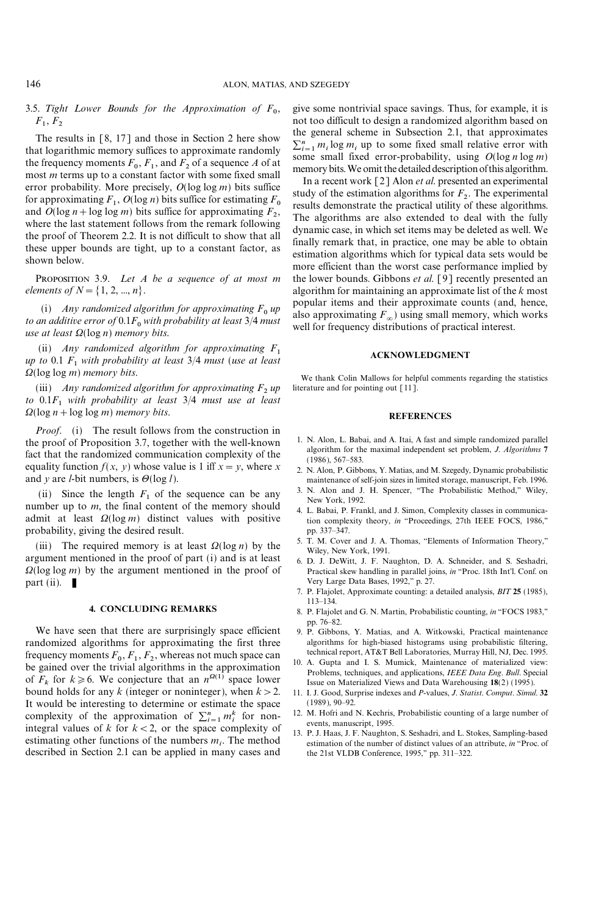### 3.5. *Tight Lower Bounds for the Approximation of $F_0$, $F_1$, $F_2$*

The results in [8, 17] and those in Section 2 here show that logarithmic memory suffices to approximate randomly the frequency moments $F_0$, $F_1$, and $F_2$ of a sequence $A$ of at most $m$ terms up to a constant factor with some fixed small error probability. More precisely, $O(\log \log m)$ bits suffice for approximating $F_1$, $O(\log n)$ bits suffice for estimating $F_0$ and $O(\log n + \log \log m)$ bits suffice for approximating $F_2$, where the last statement follows from the remark following the proof of Theorem 2.2. It is not difficult to show that all these upper bounds are tight, up to a constant factor, as shown below.

PROPOSITION 3.9. *Let $A$ be a sequence of at most $m$ elements of $N = \{1, 2, ..., n\}$.*

(i) *Any randomized algorithm for approximating $F_0$ up to an additive error of $0.1F_0$ with probability at least $3/4$ must use at least $\Omega(\log n)$ memory bits.*

(ii) *Any randomized algorithm for approximating $F_1$ up to $0.1\ F_1$ with probability at least $3/4$ must (use at least $\Omega(\log \log m)$ memory bits.*

(iii) *Any randomized algorithm for approximating $F_2$ up to $0.1F_1$ with probability at least $3/4$ must use at least $\Omega(\log n + \log \log m)$ memory bits.*

*Proof.* (i) The result follows from the construction in the proof of Proposition 3.7, together with the well-known fact that the randomized communication complexity of the equality function $f(x, y)$ whose value is 1 iff $x = y$, where $x$ and $y$ are $l$-bit numbers, is $\Theta(\log l)$.

(ii) Since the length $F_1$ of the sequence can be any number up to $m$, the final content of the memory should admit at least $\Omega(\log m)$ distinct values with positive probability, giving the desired result.

(iii) The required memory is at least $\Omega(\log n)$ by the argument mentioned in the proof of part (i) and is at least $\Omega(\log \log m)$ by the argument mentioned in the proof of part (ii). ∎

## 4. CONCLUDING REMARKS

We have seen that there are surprisingly space efficient randomized algorithms for approximating the first three frequency moments $F_0, F_1, F_2$, whereas not much space can be gained over the trivial algorithms in the approximation of $F_k$ for $k \geq 6$. We conjecture that an $n^{\Omega(1)}$ space lower bound holds for any $k$ (integer or noninteger), when $k > 2$. It would be interesting to determine or estimate the space complexity of the approximation of $\sum_{i=1}^{n} m_i^k$ for non-integral values of $k$ for $k < 2$, or the space complexity of estimating other functions of the numbers $m_i$. The method described in Section 2.1 can be applied in many cases and give some nontrivial space savings. Thus, for example, it is not too difficult to design a randomized algorithm based on the general scheme in Subsection 2.1, that approximates $\sum_{i=1}^{n} m_i \log m_i$ up to some fixed small relative error with some small fixed error-probability, using $O(\log n \log m)$ memory bits. We omit the detailed description of this algorithm.

In a recent work [2] Alon *et al.* presented an experimental study of the estimation algorithms for $F_2$. The experimental results demonstrate the practical utility of these algorithms. The algorithms are also extended to deal with the fully dynamic case, in which set items may be deleted as well. We finally remark that, in practice, one may be able to obtain estimation algorithms which for typical data sets would be more efficient than the worst case performance implied by the lower bounds. Gibbons *et al.* [9] recently presented an algorithm for maintaining an approximate list of the $k$ most popular items and their approximate counts (and, hence, also approximating $F_\infty$) using small memory, which works well for frequency distributions of practical interest.

## ACKNOWLEDGMENT

We thank Colin Mallows for helpful comments regarding the statistics literature and for pointing out [11].

## REFERENCES

1. N. Alon, L. Babai, and A. Itai, A fast and simple randomized parallel algorithm for the maximal independent set problem, *J. Algorithms* **7** (1986), 567–583.
2. N. Alon, P. Gibbons, Y. Matias, and M. Szegedy, Dynamic probabilistic maintenance of self-join sizes in limited storage, manuscript, Feb. 1996.
3. N. Alon and J. H. Spencer, "The Probabilistic Method," Wiley, New York, 1992.
4. L. Babai, P. Frankl, and J. Simon, Complexity classes in communication complexity theory, *in* "Proceedings, 27th IEEE FOCS, 1986," pp. 337–347.
5. T. M. Cover and J. A. Thomas, "Elements of Information Theory," Wiley, New York, 1991.
6. D. J. DeWitt, J. F. Naughton, D. A. Schneider, and S. Seshadri, Practical skew handling in parallel joins, *in* "Proc. 18th Int'l. Conf. on Very Large Data Bases, 1992," p. 27.
7. P. Flajolet, Approximate counting: a detailed analysis, *BIT* **25** (1985), 113–134.
8. P. Flajolet and G. N. Martin, Probabilistic counting, *in* "FOCS 1983," pp. 76–82.
9. P. Gibbons, Y. Matias, and A. Witkowski, Practical maintenance algorithms for high-biased histograms using probabilistic filtering, technical report, AT&T Bell Laboratories, Murray Hill, NJ, Dec. 1995.
10. A. Gupta and I. S. Mumick, Maintenance of materialized view: Problems, techniques, and applications, *IEEE Data Eng. Bull.* Special Issue on Materialized Views and Data Warehousing **18**(2) (1995).
11. I. J. Good, Surprise indexes and *P*-values, *J. Statist. Comput. Simul.* **32** (1989), 90–92.
12. M. Hofri and N. Kechris, Probabilistic counting of a large number of events, manuscript, 1995.
13. P. J. Haas, J. F. Naughton, S. Seshadri, and L. Stokes, Sampling-based estimation of the number of distinct values of an attribute, *in* "Proc. of the 21st VLDB Conference, 1995," pp. 311–322.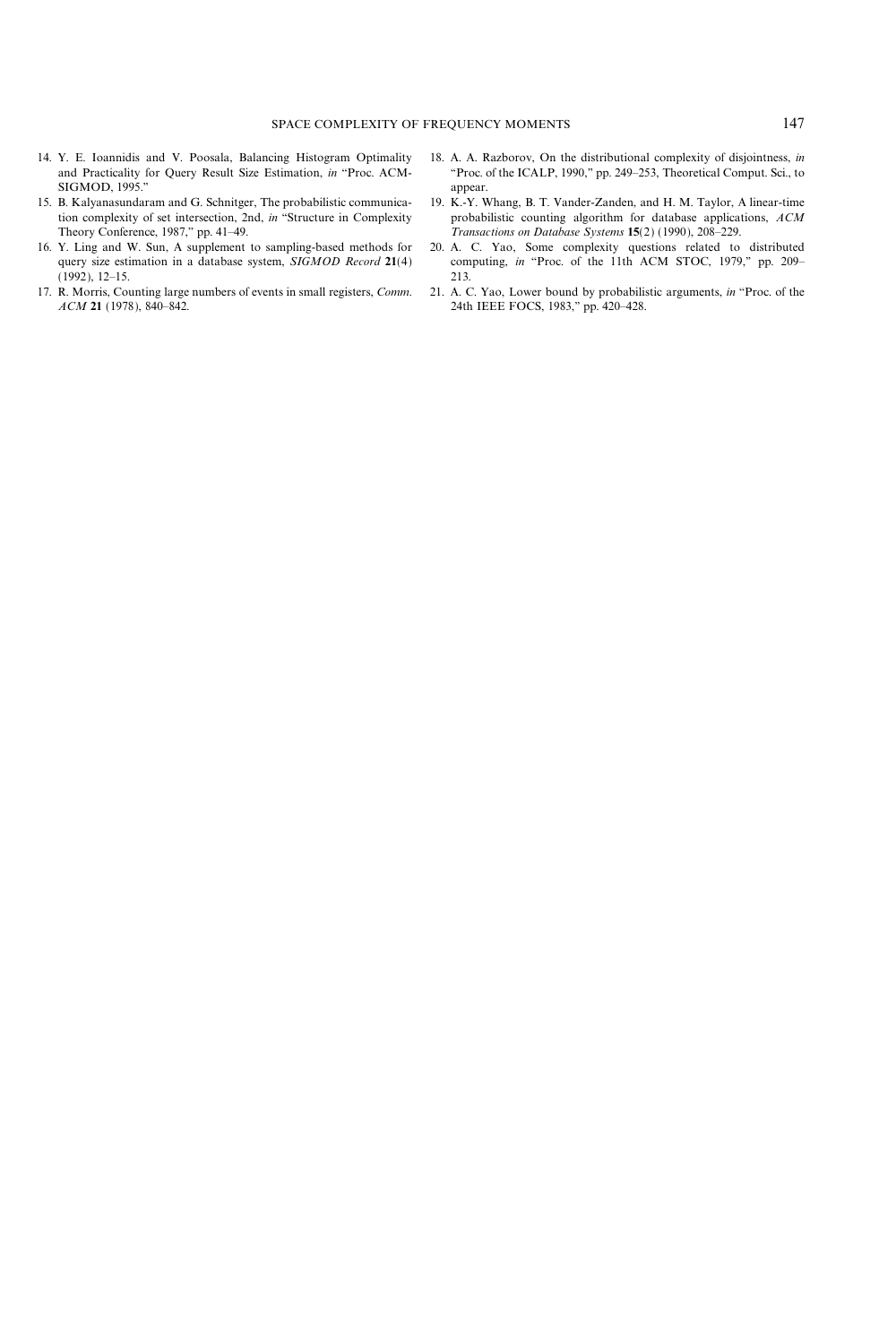14. Y. E. Ioannidis and V. Poosala, Balancing Histogram Optimality and Practicality for Query Result Size Estimation, *in* "Proc. ACM-SIGMOD, 1995."
15. B. Kalyanasundaram and G. Schnitger, The probabilistic communication complexity of set intersection, 2nd, *in* "Structure in Complexity Theory Conference, 1987," pp. 41–49.
16. Y. Ling and W. Sun, A supplement to sampling-based methods for query size estimation in a database system, *SIGMOD Record* **21**(4) (1992), 12–15.
17. R. Morris, Counting large numbers of events in small registers, *Comm. ACM* **21** (1978), 840–842.
18. A. A. Razborov, On the distributional complexity of disjointness, *in* "Proc. of the ICALP, 1990," pp. 249–253, Theoretical Comput. Sci., to appear.
19. K.-Y. Whang, B. T. Vander-Zanden, and H. M. Taylor, A linear-time probabilistic counting algorithm for database applications, *ACM Transactions on Database Systems* **15**(2) (1990), 208–229.
20. A. C. Yao, Some complexity questions related to distributed computing, *in* "Proc. of the 11th ACM STOC, 1979," pp. 209–213.
21. A. C. Yao, Lower bound by probabilistic arguments, *in* "Proc. of the 24th IEEE FOCS, 1983," pp. 420–428.